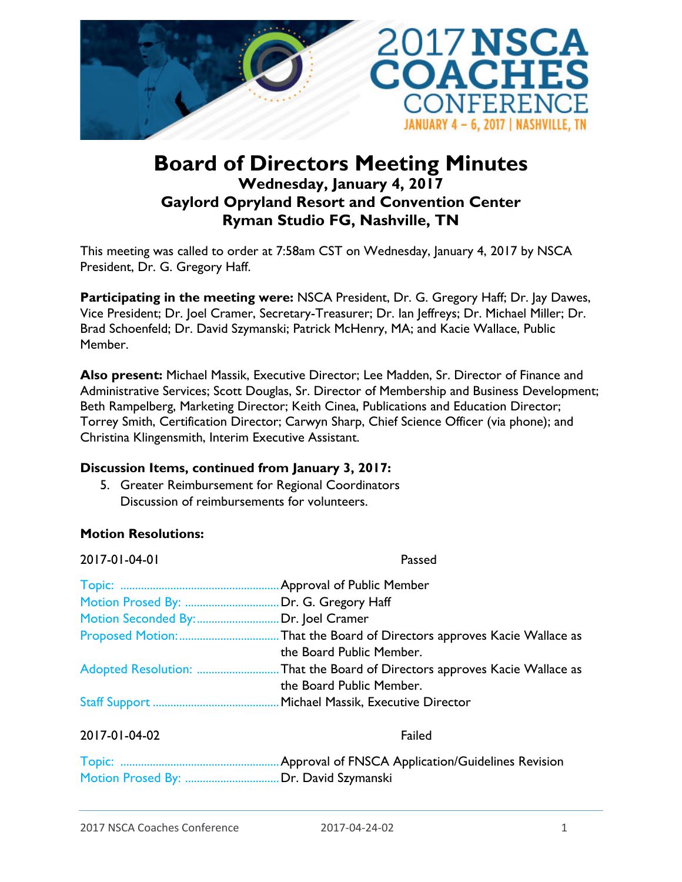# Board of Directors Meeting Minutes

**Wednesday, January 4, 2017**
**Gaylord Opryland Resort and Convention Center**
**Ryman Studio FG, Nashville, TN**

This meeting was called to order at 7:58am CST on Wednesday, January 4, 2017 by NSCA President, Dr. G. Gregory Haff.

**Participating in the meeting were:** NSCA President, Dr. G. Gregory Haff; Dr. Jay Dawes, Vice President; Dr. Joel Cramer, Secretary-Treasurer; Dr. Ian Jeffreys; Dr. Michael Miller; Dr. Brad Schoenfeld; Dr. David Szymanski; Patrick McHenry, MA; and Kacie Wallace, Public Member.

**Also present:** Michael Massik, Executive Director; Lee Madden, Sr. Director of Finance and Administrative Services; Scott Douglas, Sr. Director of Membership and Business Development; Beth Rampelberg, Marketing Director; Keith Cinea, Publications and Education Director; Torrey Smith, Certification Director; Carwyn Sharp, Chief Science Officer (via phone); and Christina Klingensmith, Interim Executive Assistant.

**Discussion Items, continued from January 3, 2017:**

5. Greater Reimbursement for Regional Coordinators
   Discussion of reimbursements for volunteers.

**Motion Resolutions:**

2017-01-04-01 Passed

Topic: ........................................................Approval of Public Member
Motion Prosed By: ................................Dr. G. Gregory Haff
Motion Seconded By:............................Dr. Joel Cramer
Proposed Motion:..................................That the Board of Directors approves Kacie Wallace as the Board Public Member.
Adopted Resolution: ............................That the Board of Directors approves Kacie Wallace as the Board Public Member.
Staff Support ...........................................Michael Massik, Executive Director

2017-01-04-02 Failed

Topic: ........................................................Approval of FNSCA Application/Guidelines Revision
Motion Prosed By: ................................Dr. David Szymanski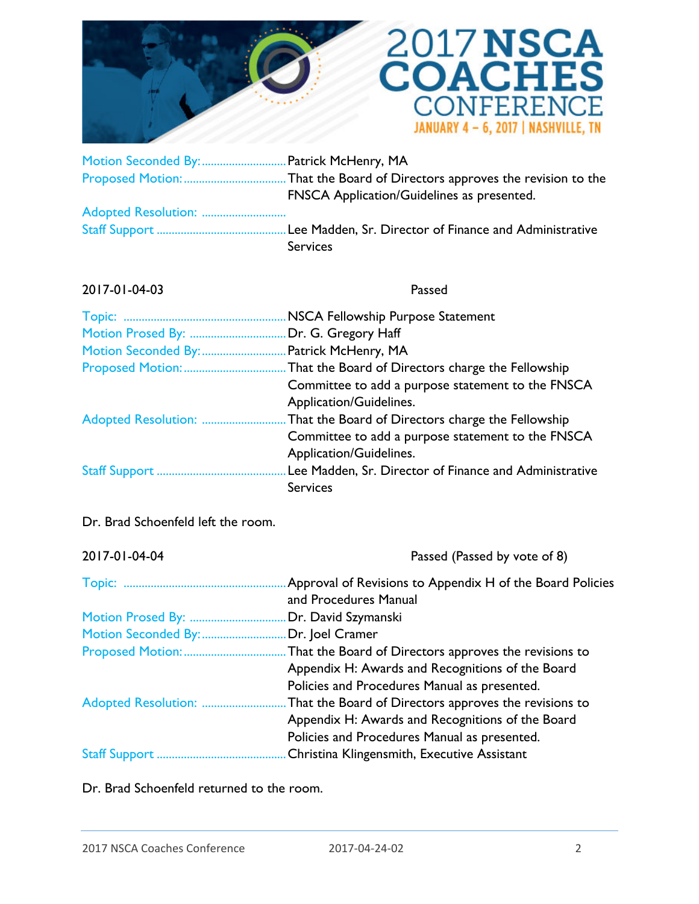| | |
|---|---|
| Motion Seconded By: | Patrick McHenry, MA |
| Proposed Motion: | That the Board of Directors approves the revision to the FNSCA Application/Guidelines as presented. |
| Adopted Resolution: | |
| Staff Support | Lee Madden, Sr. Director of Finance and Administrative Services |

2017-01-04-03 Passed

| | |
|---|---|
| Topic: | NSCA Fellowship Purpose Statement |
| Motion Prosed By: | Dr. G. Gregory Haff |
| Motion Seconded By: | Patrick McHenry, MA |
| Proposed Motion: | That the Board of Directors charge the Fellowship Committee to add a purpose statement to the FNSCA Application/Guidelines. |
| Adopted Resolution: | That the Board of Directors charge the Fellowship Committee to add a purpose statement to the FNSCA Application/Guidelines. |
| Staff Support | Lee Madden, Sr. Director of Finance and Administrative Services |

Dr. Brad Schoenfeld left the room.

2017-01-04-04 Passed (Passed by vote of 8)

| | |
|---|---|
| Topic: | Approval of Revisions to Appendix H of the Board Policies and Procedures Manual |
| Motion Prosed By: | Dr. David Szymanski |
| Motion Seconded By: | Dr. Joel Cramer |
| Proposed Motion: | That the Board of Directors approves the revisions to Appendix H: Awards and Recognitions of the Board Policies and Procedures Manual as presented. |
| Adopted Resolution: | That the Board of Directors approves the revisions to Appendix H: Awards and Recognitions of the Board Policies and Procedures Manual as presented. |
| Staff Support | Christina Klingensmith, Executive Assistant |

Dr. Brad Schoenfeld returned to the room.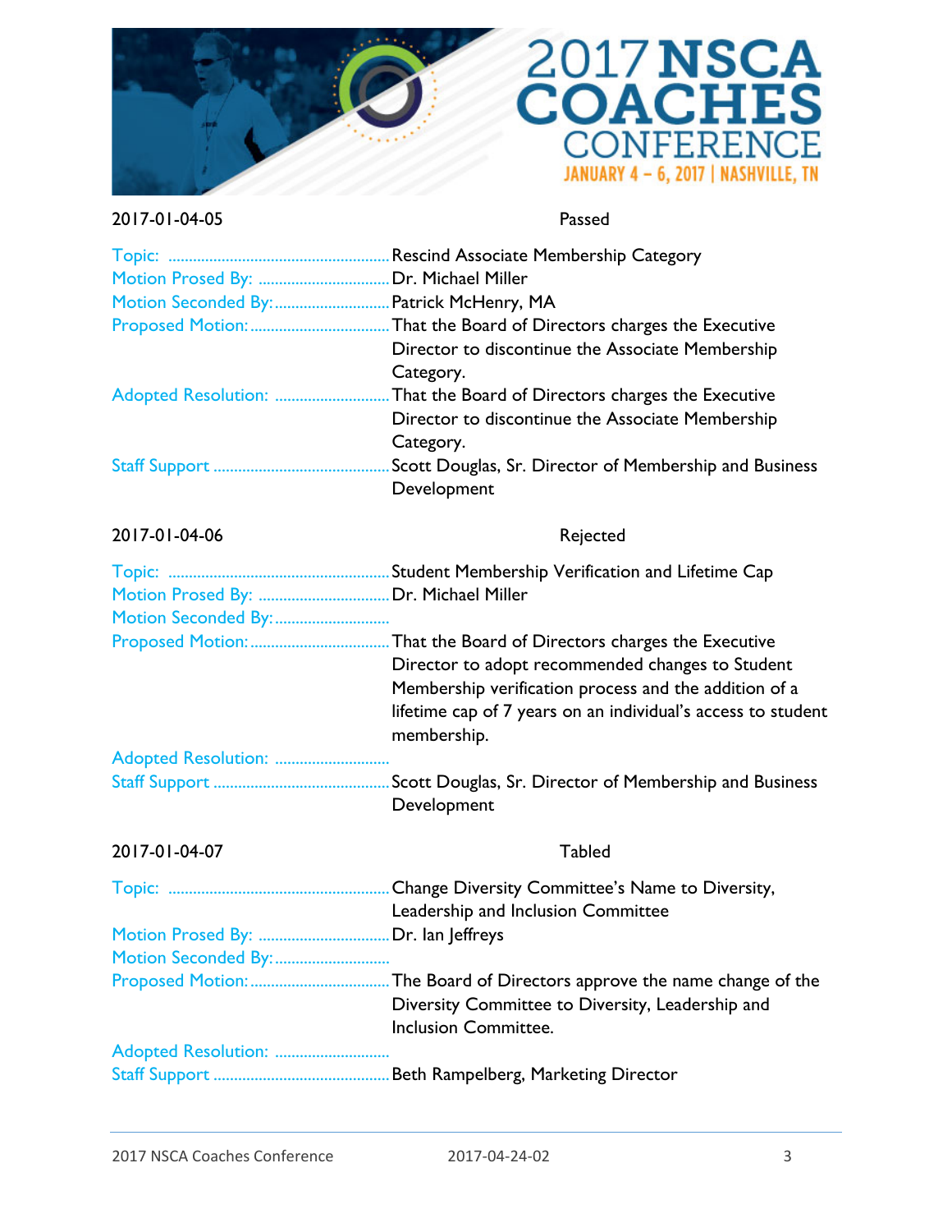2017-01-04-05 Passed

| | |
|---|---|
| Topic: | Rescind Associate Membership Category |
| Motion Prosed By: | Dr. Michael Miller |
| Motion Seconded By: | Patrick McHenry, MA |
| Proposed Motion: | That the Board of Directors charges the Executive Director to discontinue the Associate Membership Category. |
| Adopted Resolution: | That the Board of Directors charges the Executive Director to discontinue the Associate Membership Category. |
| Staff Support | Scott Douglas, Sr. Director of Membership and Business Development |

2017-01-04-06 Rejected

| | |
|---|---|
| Topic: | Student Membership Verification and Lifetime Cap |
| Motion Prosed By: | Dr. Michael Miller |
| Motion Seconded By: | |
| Proposed Motion: | That the Board of Directors charges the Executive Director to adopt recommended changes to Student Membership verification process and the addition of a lifetime cap of 7 years on an individual's access to student membership. |
| Adopted Resolution: | |
| Staff Support | Scott Douglas, Sr. Director of Membership and Business Development |

2017-01-04-07 Tabled

| | |
|---|---|
| Topic: | Change Diversity Committee's Name to Diversity, Leadership and Inclusion Committee |
| Motion Prosed By: | Dr. Ian Jeffreys |
| Motion Seconded By: | |
| Proposed Motion: | The Board of Directors approve the name change of the Diversity Committee to Diversity, Leadership and Inclusion Committee. |
| Adopted Resolution: | |
| Staff Support | Beth Rampelberg, Marketing Director |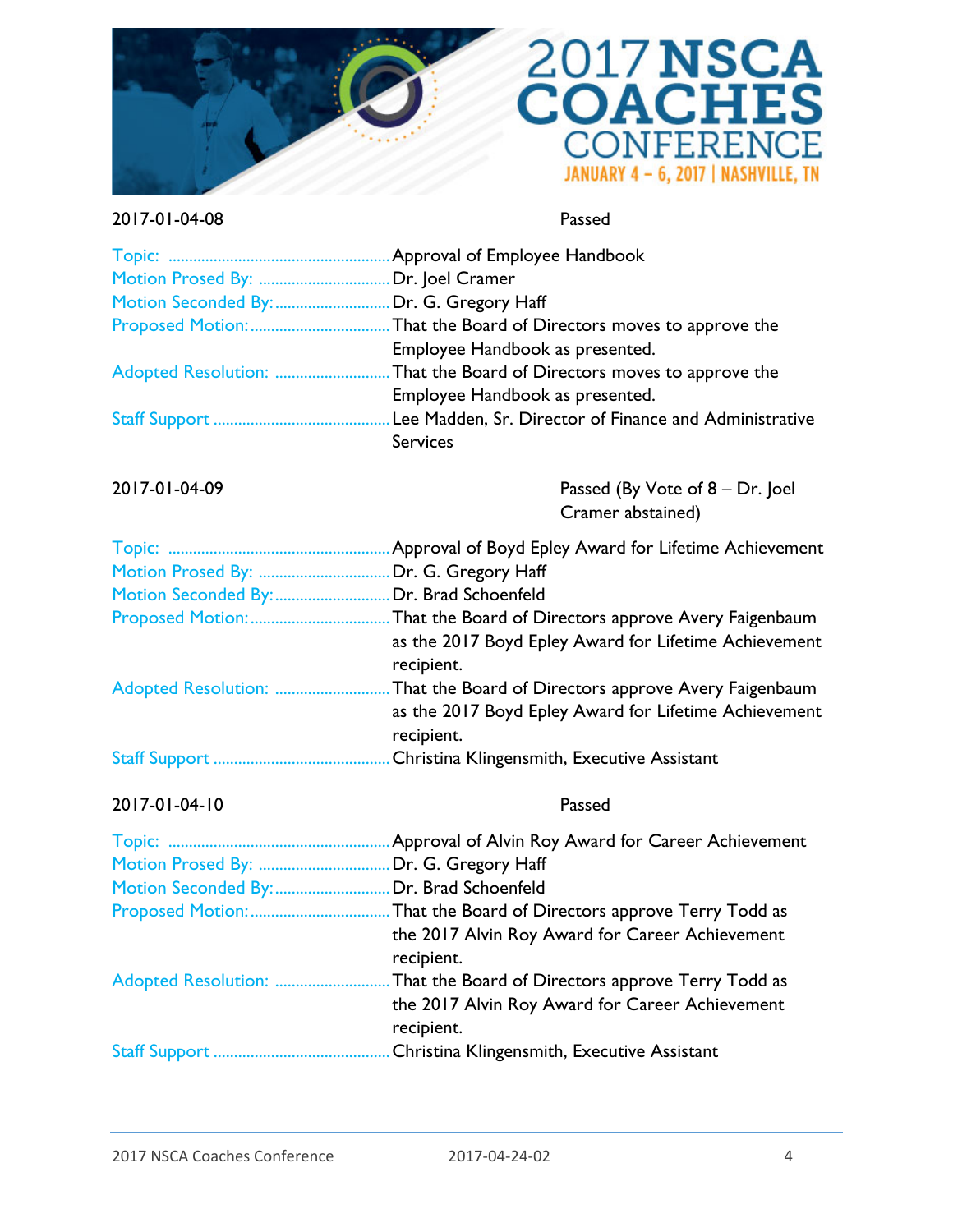2017-01-04-08 Passed

| | |
|---|---|
| Topic: | Approval of Employee Handbook |
| Motion Prosed By: | Dr. Joel Cramer |
| Motion Seconded By: | Dr. G. Gregory Haff |
| Proposed Motion: | That the Board of Directors moves to approve the Employee Handbook as presented. |
| Adopted Resolution: | That the Board of Directors moves to approve the Employee Handbook as presented. |
| Staff Support | Lee Madden, Sr. Director of Finance and Administrative Services |

2017-01-04-09 Passed (By Vote of 8 – Dr. Joel Cramer abstained)

| | |
|---|---|
| Topic: | Approval of Boyd Epley Award for Lifetime Achievement |
| Motion Prosed By: | Dr. G. Gregory Haff |
| Motion Seconded By: | Dr. Brad Schoenfeld |
| Proposed Motion: | That the Board of Directors approve Avery Faigenbaum as the 2017 Boyd Epley Award for Lifetime Achievement recipient. |
| Adopted Resolution: | That the Board of Directors approve Avery Faigenbaum as the 2017 Boyd Epley Award for Lifetime Achievement recipient. |
| Staff Support | Christina Klingensmith, Executive Assistant |

2017-01-04-10 Passed

| | |
|---|---|
| Topic: | Approval of Alvin Roy Award for Career Achievement |
| Motion Prosed By: | Dr. G. Gregory Haff |
| Motion Seconded By: | Dr. Brad Schoenfeld |
| Proposed Motion: | That the Board of Directors approve Terry Todd as the 2017 Alvin Roy Award for Career Achievement recipient. |
| Adopted Resolution: | That the Board of Directors approve Terry Todd as the 2017 Alvin Roy Award for Career Achievement recipient. |
| Staff Support | Christina Klingensmith, Executive Assistant |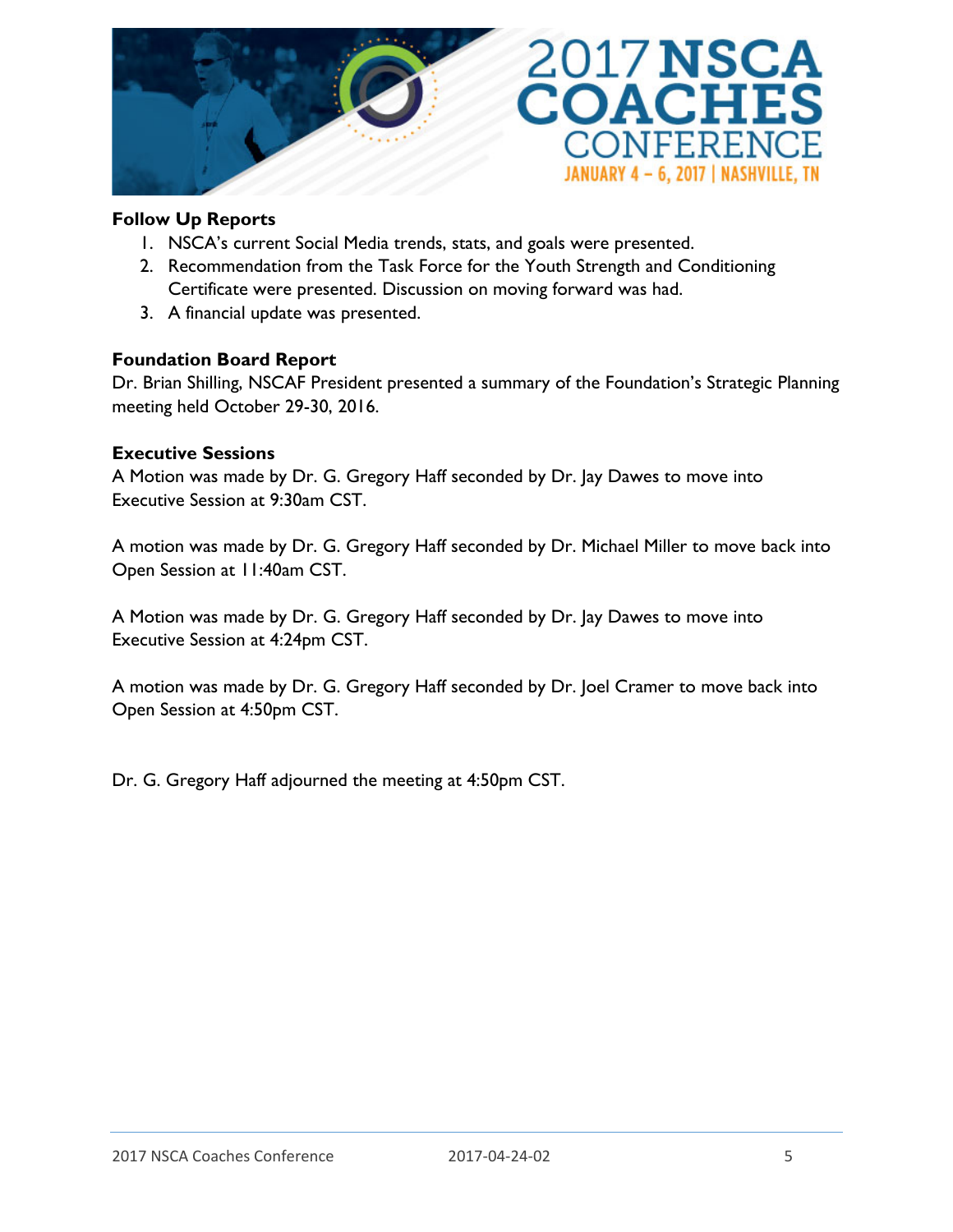**Follow Up Reports**

1. NSCA's current Social Media trends, stats, and goals were presented.
2. Recommendation from the Task Force for the Youth Strength and Conditioning Certificate were presented. Discussion on moving forward was had.
3. A financial update was presented.

**Foundation Board Report**

Dr. Brian Shilling, NSCAF President presented a summary of the Foundation's Strategic Planning meeting held October 29-30, 2016.

**Executive Sessions**

A Motion was made by Dr. G. Gregory Haff seconded by Dr. Jay Dawes to move into Executive Session at 9:30am CST.

A motion was made by Dr. G. Gregory Haff seconded by Dr. Michael Miller to move back into Open Session at 11:40am CST.

A Motion was made by Dr. G. Gregory Haff seconded by Dr. Jay Dawes to move into Executive Session at 4:24pm CST.

A motion was made by Dr. G. Gregory Haff seconded by Dr. Joel Cramer to move back into Open Session at 4:50pm CST.

Dr. G. Gregory Haff adjourned the meeting at 4:50pm CST.